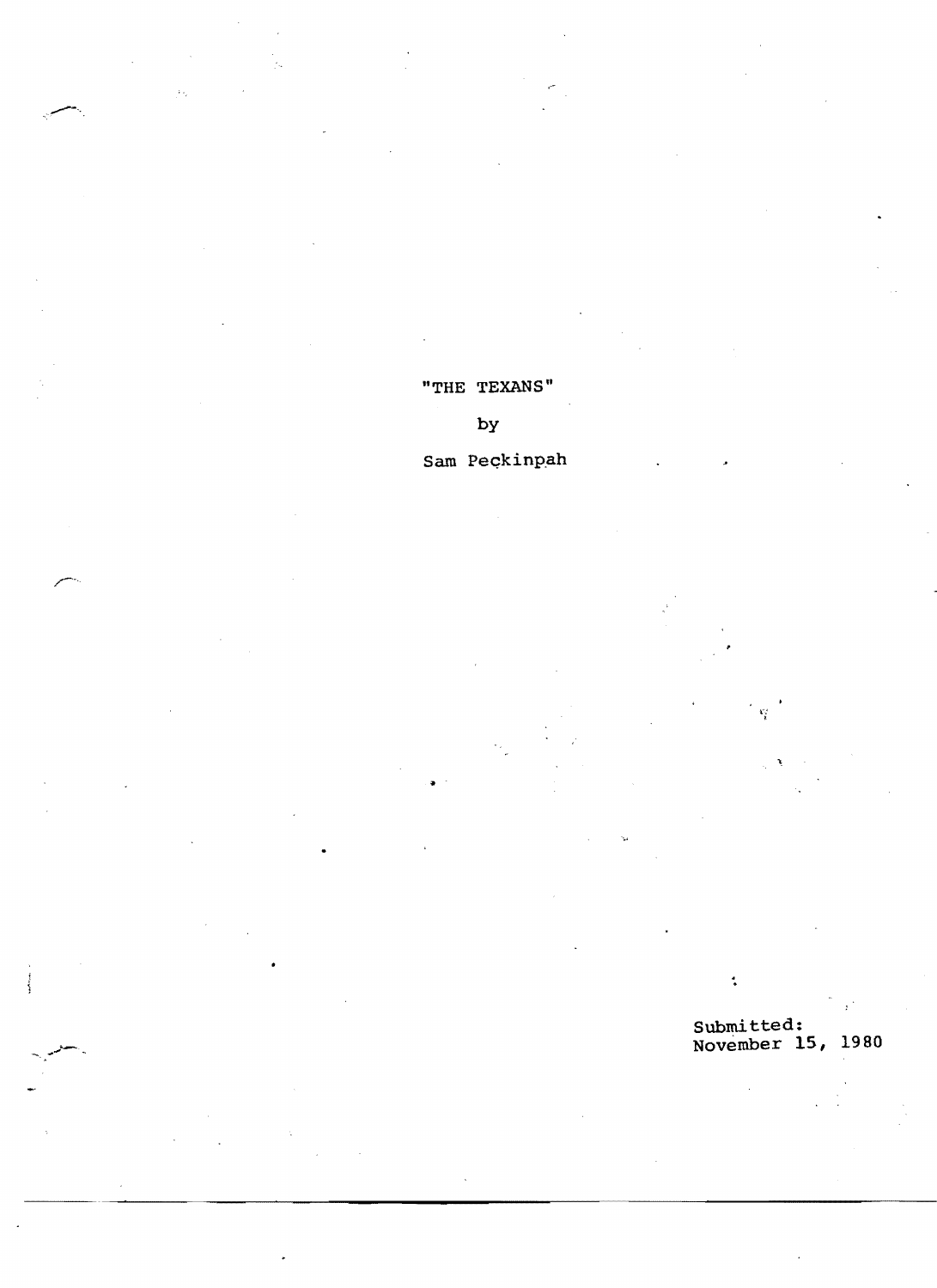"THE TEXANS"

by

Sam Peckinpah

Submitted:
November 15, 1980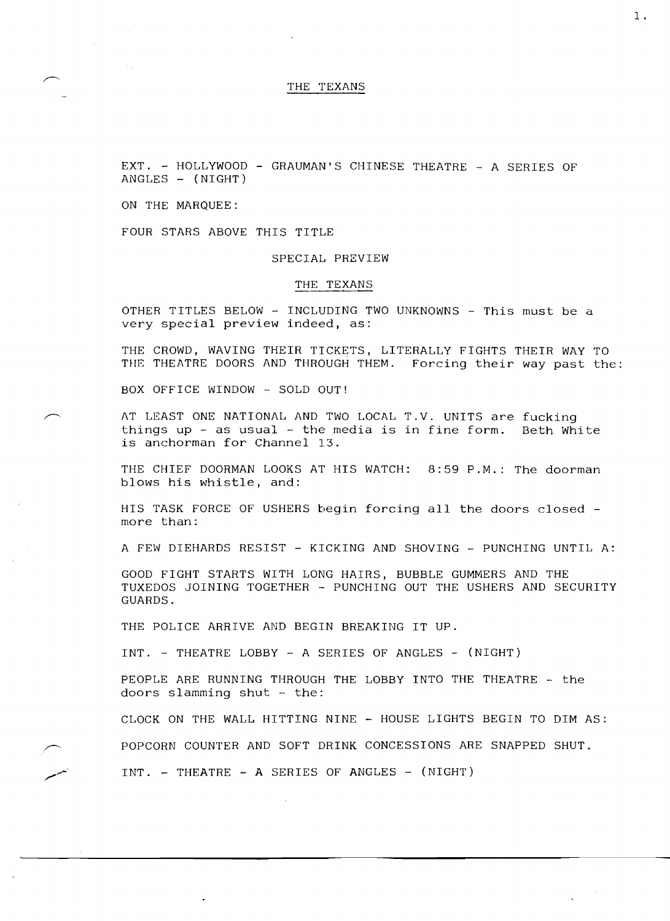# THE TEXANS

EXT. - HOLLYWOOD - GRAUMAN'S CHINESE THEATRE - A SERIES OF ANGLES - (NIGHT)

ON THE MARQUEE:

FOUR STARS ABOVE THIS TITLE

SPECIAL PREVIEW

THE TEXANS

OTHER TITLES BELOW - INCLUDING TWO UNKNOWNS - This must be a very special preview indeed, as:

THE CROWD, WAVING THEIR TICKETS, LITERALLY FIGHTS THEIR WAY TO THE THEATRE DOORS AND THROUGH THEM. Forcing their way past the:

BOX OFFICE WINDOW - SOLD OUT!

AT LEAST ONE NATIONAL AND TWO LOCAL T.V. UNITS are fucking things up - as usual - the media is in fine form. Beth White is anchorman for Channel 13.

THE CHIEF DOORMAN LOOKS AT HIS WATCH: 8:59 P.M.: The doorman blows his whistle, and:

HIS TASK FORCE OF USHERS begin forcing all the doors closed - more than:

A FEW DIEHARDS RESIST - KICKING AND SHOVING - PUNCHING UNTIL A:

GOOD FIGHT STARTS WITH LONG HAIRS, BUBBLE GUMMERS AND THE TUXEDOS JOINING TOGETHER - PUNCHING OUT THE USHERS AND SECURITY GUARDS.

THE POLICE ARRIVE AND BEGIN BREAKING IT UP.

INT. - THEATRE LOBBY - A SERIES OF ANGLES - (NIGHT)

PEOPLE ARE RUNNING THROUGH THE LOBBY INTO THE THEATRE - the doors slamming shut - the:

CLOCK ON THE WALL HITTING NINE - HOUSE LIGHTS BEGIN TO DIM AS:

POPCORN COUNTER AND SOFT DRINK CONCESSIONS ARE SNAPPED SHUT.

INT. - THEATRE - A SERIES OF ANGLES - (NIGHT)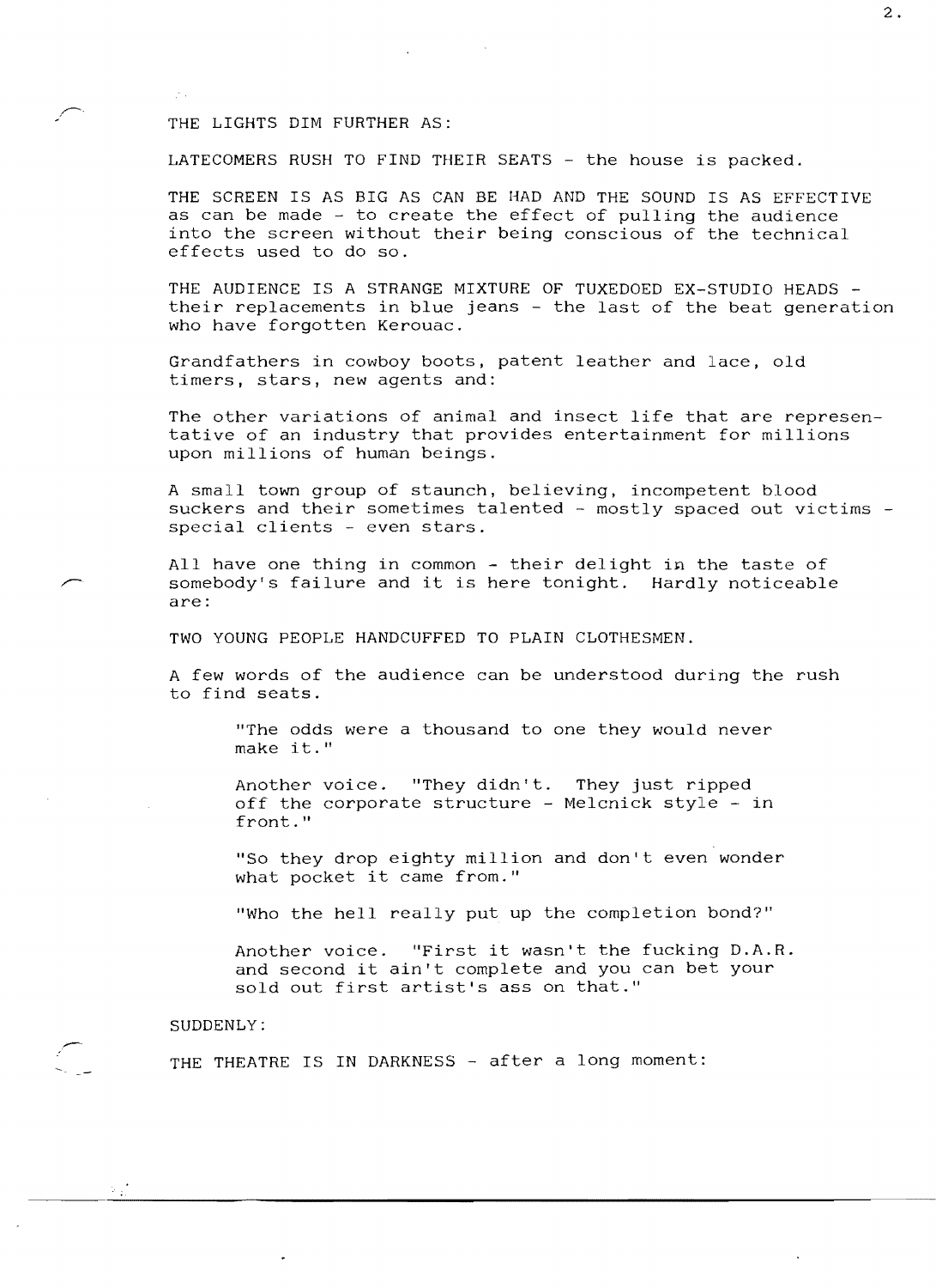THE LIGHTS DIM FURTHER AS:

LATECOMERS RUSH TO FIND THEIR SEATS - the house is packed.

THE SCREEN IS AS BIG AS CAN BE HAD AND THE SOUND IS AS EFFECTIVE as can be made - to create the effect of pulling the audience into the screen without their being conscious of the technical effects used to do so.

THE AUDIENCE IS A STRANGE MIXTURE OF TUXEDOED EX-STUDIO HEADS - their replacements in blue jeans - the last of the beat generation who have forgotten Kerouac.

Grandfathers in cowboy boots, patent leather and lace, old timers, stars, new agents and:

The other variations of animal and insect life that are representative of an industry that provides entertainment for millions upon millions of human beings.

A small town group of staunch, believing, incompetent blood suckers and their sometimes talented - mostly spaced out victims - special clients - even stars.

All have one thing in common - their delight in the taste of somebody's failure and it is here tonight. Hardly noticeable are:

TWO YOUNG PEOPLE HANDCUFFED TO PLAIN CLOTHESMEN.

A few words of the audience can be understood during the rush to find seats.

> "The odds were a thousand to one they would never make it."
>
> Another voice. "They didn't. They just ripped off the corporate structure - Melcnick style - in front."
>
> "So they drop eighty million and don't even wonder what pocket it came from."
>
> "Who the hell really put up the completion bond?"
>
> Another voice. "First it wasn't the fucking D.A.R. and second it ain't complete and you can bet your sold out first artist's ass on that."

SUDDENLY:

THE THEATRE IS IN DARKNESS - after a long moment: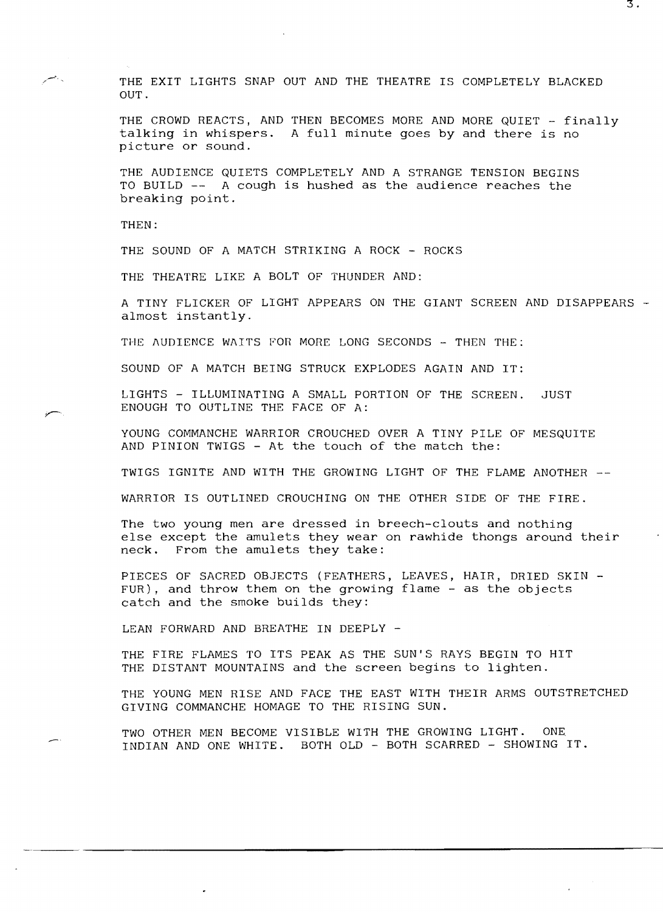THE EXIT LIGHTS SNAP OUT AND THE THEATRE IS COMPLETELY BLACKED OUT.

THE CROWD REACTS, AND THEN BECOMES MORE AND MORE QUIET - finally talking in whispers. A full minute goes by and there is no picture or sound.

THE AUDIENCE QUIETS COMPLETELY AND A STRANGE TENSION BEGINS TO BUILD -- A cough is hushed as the audience reaches the breaking point.

THEN:

THE SOUND OF A MATCH STRIKING A ROCK - ROCKS

THE THEATRE LIKE A BOLT OF THUNDER AND:

A TINY FLICKER OF LIGHT APPEARS ON THE GIANT SCREEN AND DISAPPEARS - almost instantly.

THE AUDIENCE WAITS FOR MORE LONG SECONDS - THEN THE:

SOUND OF A MATCH BEING STRUCK EXPLODES AGAIN AND IT:

LIGHTS - ILLUMINATING A SMALL PORTION OF THE SCREEN. JUST ENOUGH TO OUTLINE THE FACE OF A:

YOUNG COMMANCHE WARRIOR CROUCHED OVER A TINY PILE OF MESQUITE AND PINION TWIGS - At the touch of the match the:

TWIGS IGNITE AND WITH THE GROWING LIGHT OF THE FLAME ANOTHER --

WARRIOR IS OUTLINED CROUCHING ON THE OTHER SIDE OF THE FIRE.

The two young men are dressed in breech-clouts and nothing else except the amulets they wear on rawhide thongs around their neck. From the amulets they take:

PIECES OF SACRED OBJECTS (FEATHERS, LEAVES, HAIR, DRIED SKIN - FUR), and throw them on the growing flame - as the objects catch and the smoke builds they:

LEAN FORWARD AND BREATHE IN DEEPLY -

THE FIRE FLAMES TO ITS PEAK AS THE SUN'S RAYS BEGIN TO HIT THE DISTANT MOUNTAINS and the screen begins to lighten.

THE YOUNG MEN RISE AND FACE THE EAST WITH THEIR ARMS OUTSTRETCHED GIVING COMMANCHE HOMAGE TO THE RISING SUN.

TWO OTHER MEN BECOME VISIBLE WITH THE GROWING LIGHT. ONE INDIAN AND ONE WHITE. BOTH OLD - BOTH SCARRED - SHOWING IT.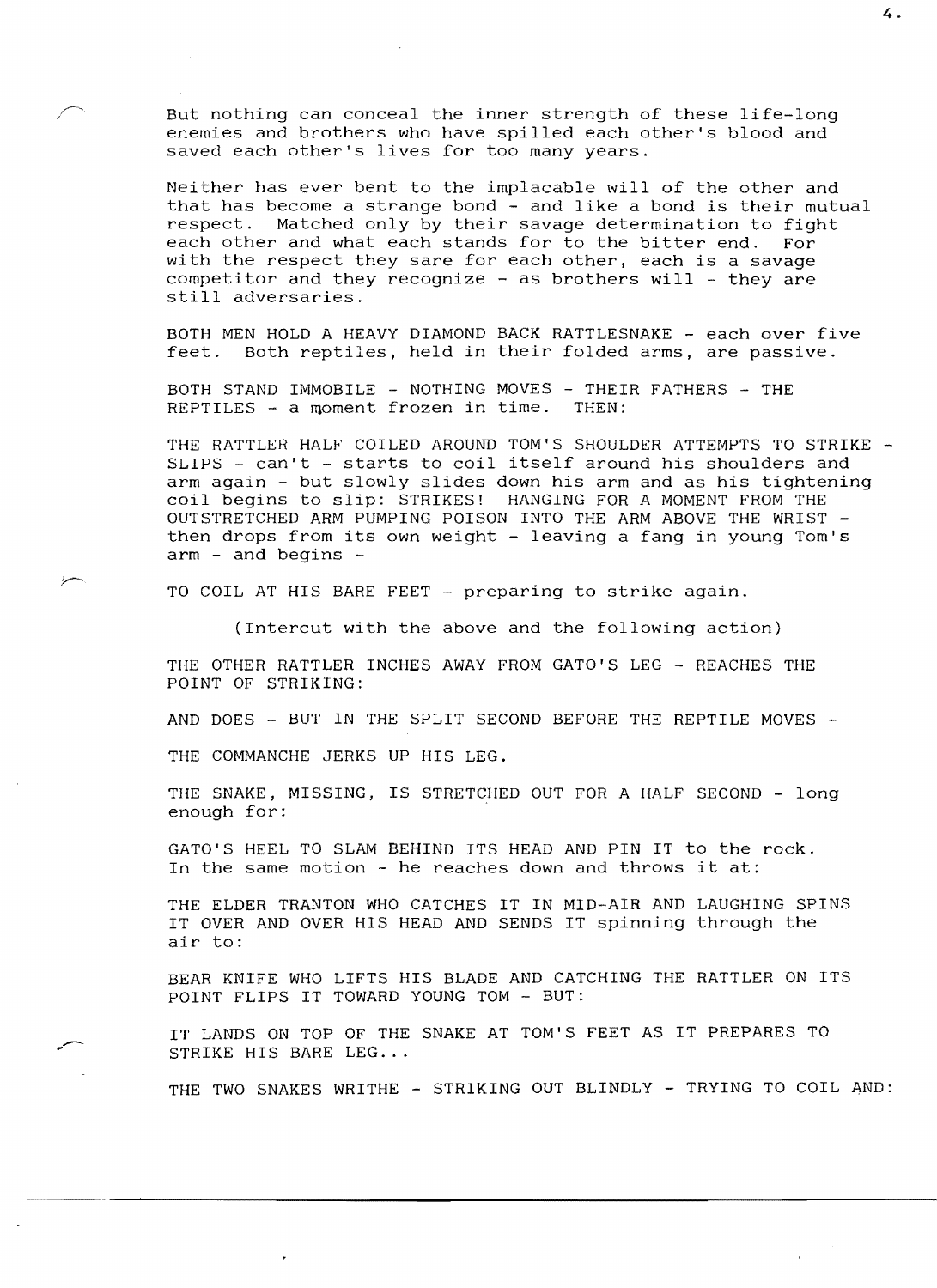But nothing can conceal the inner strength of these life-long enemies and brothers who have spilled each other's blood and saved each other's lives for too many years.

Neither has ever bent to the implacable will of the other and that has become a strange bond - and like a bond is their mutual respect. Matched only by their savage determination to fight each other and what each stands for to the bitter end. For with the respect they sare for each other, each is a savage competitor and they recognize - as brothers will - they are still adversaries.

BOTH MEN HOLD A HEAVY DIAMOND BACK RATTLESNAKE - each over five feet. Both reptiles, held in their folded arms, are passive.

BOTH STAND IMMOBILE - NOTHING MOVES - THEIR FATHERS - THE REPTILES - a moment frozen in time. THEN:

THE RATTLER HALF COILED AROUND TOM'S SHOULDER ATTEMPTS TO STRIKE - SLIPS - can't - starts to coil itself around his shoulders and arm again - but slowly slides down his arm and as his tightening coil begins to slip: STRIKES! HANGING FOR A MOMENT FROM THE OUTSTRETCHED ARM PUMPING POISON INTO THE ARM ABOVE THE WRIST - then drops from its own weight - leaving a fang in young Tom's arm - and begins -

TO COIL AT HIS BARE FEET - preparing to strike again.

(Intercut with the above and the following action)

THE OTHER RATTLER INCHES AWAY FROM GATO'S LEG - REACHES THE POINT OF STRIKING:

AND DOES - BUT IN THE SPLIT SECOND BEFORE THE REPTILE MOVES -

THE COMMANCHE JERKS UP HIS LEG.

THE SNAKE, MISSING, IS STRETCHED OUT FOR A HALF SECOND - long enough for:

GATO'S HEEL TO SLAM BEHIND ITS HEAD AND PIN IT to the rock. In the same motion - he reaches down and throws it at:

THE ELDER TRANTON WHO CATCHES IT IN MID-AIR AND LAUGHING SPINS IT OVER AND OVER HIS HEAD AND SENDS IT spinning through the air to:

BEAR KNIFE WHO LIFTS HIS BLADE AND CATCHING THE RATTLER ON ITS POINT FLIPS IT TOWARD YOUNG TOM - BUT:

IT LANDS ON TOP OF THE SNAKE AT TOM'S FEET AS IT PREPARES TO STRIKE HIS BARE LEG...

THE TWO SNAKES WRITHE - STRIKING OUT BLINDLY - TRYING TO COIL AND: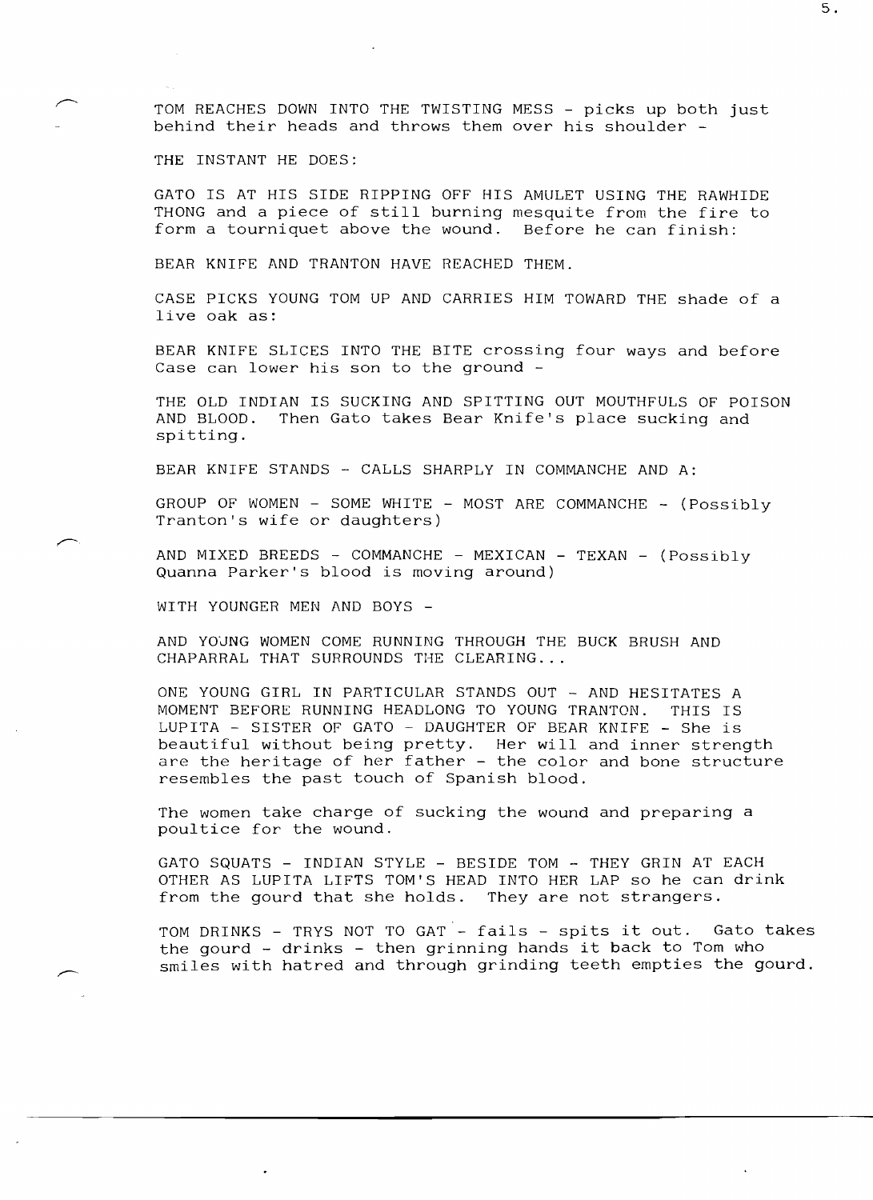TOM REACHES DOWN INTO THE TWISTING MESS - picks up both just behind their heads and throws them over his shoulder -

THE INSTANT HE DOES:

GATO IS AT HIS SIDE RIPPING OFF HIS AMULET USING THE RAWHIDE THONG and a piece of still burning mesquite from the fire to form a tourniquet above the wound. Before he can finish:

BEAR KNIFE AND TRANTON HAVE REACHED THEM.

CASE PICKS YOUNG TOM UP AND CARRIES HIM TOWARD THE shade of a live oak as:

BEAR KNIFE SLICES INTO THE BITE crossing four ways and before Case can lower his son to the ground -

THE OLD INDIAN IS SUCKING AND SPITTING OUT MOUTHFULS OF POISON AND BLOOD. Then Gato takes Bear Knife's place sucking and spitting.

BEAR KNIFE STANDS - CALLS SHARPLY IN COMMANCHE AND A:

GROUP OF WOMEN - SOME WHITE - MOST ARE COMMANCHE - (Possibly Tranton's wife or daughters)

AND MIXED BREEDS - COMMANCHE - MEXICAN - TEXAN - (Possibly Quanna Parker's blood is moving around)

WITH YOUNGER MEN AND BOYS -

AND YOUNG WOMEN COME RUNNING THROUGH THE BUCK BRUSH AND CHAPARRAL THAT SURROUNDS THE CLEARING...

ONE YOUNG GIRL IN PARTICULAR STANDS OUT - AND HESITATES A MOMENT BEFORE RUNNING HEADLONG TO YOUNG TRANTON. THIS IS LUPITA - SISTER OF GATO - DAUGHTER OF BEAR KNIFE - She is beautiful without being pretty. Her will and inner strength are the heritage of her father - the color and bone structure resembles the past touch of Spanish blood.

The women take charge of sucking the wound and preparing a poultice for the wound.

GATO SQUATS - INDIAN STYLE - BESIDE TOM - THEY GRIN AT EACH OTHER AS LUPITA LIFTS TOM'S HEAD INTO HER LAP so he can drink from the gourd that she holds. They are not strangers.

TOM DRINKS - TRYS NOT TO GAT - fails - spits it out. Gato takes the gourd - drinks - then grinning hands it back to Tom who smiles with hatred and through grinding teeth empties the gourd.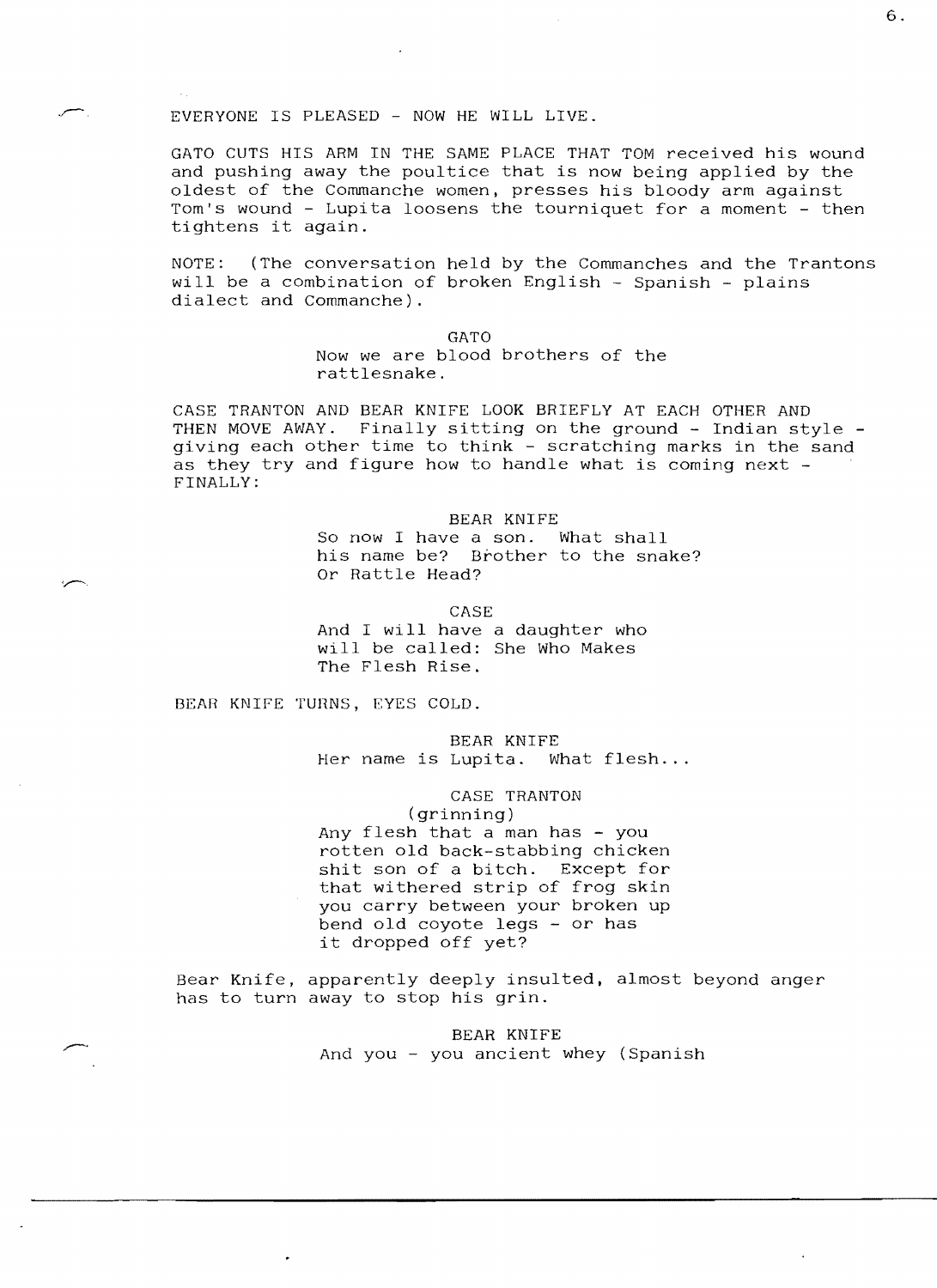EVERYONE IS PLEASED - NOW HE WILL LIVE.

GATO CUTS HIS ARM IN THE SAME PLACE THAT TOM received his wound and pushing away the poultice that is now being applied by the oldest of the Commanche women, presses his bloody arm against Tom's wound - Lupita loosens the tourniquet for a moment - then tightens it again.

NOTE: (The conversation held by the Commanches and the Trantons will be a combination of broken English - Spanish - plains dialect and Commanche).

GATO

Now we are blood brothers of the rattlesnake.

CASE TRANTON AND BEAR KNIFE LOOK BRIEFLY AT EACH OTHER AND THEN MOVE AWAY. Finally sitting on the ground - Indian style - giving each other time to think - scratching marks in the sand as they try and figure how to handle what is coming next - FINALLY:

BEAR KNIFE

So now I have a son. What shall his name be? Brother to the snake? Or Rattle Head?

CASE

And I will have a daughter who will be called: She Who Makes The Flesh Rise.

BEAR KNIFE TURNS, EYES COLD.

BEAR KNIFE

Her name is Lupita. What flesh...

CASE TRANTON

(grinning)

Any flesh that a man has - you rotten old back-stabbing chicken shit son of a bitch. Except for that withered strip of frog skin you carry between your broken up bend old coyote legs - or has it dropped off yet?

Bear Knife, apparently deeply insulted, almost beyond anger has to turn away to stop his grin.

BEAR KNIFE

And you - you ancient whey (Spanish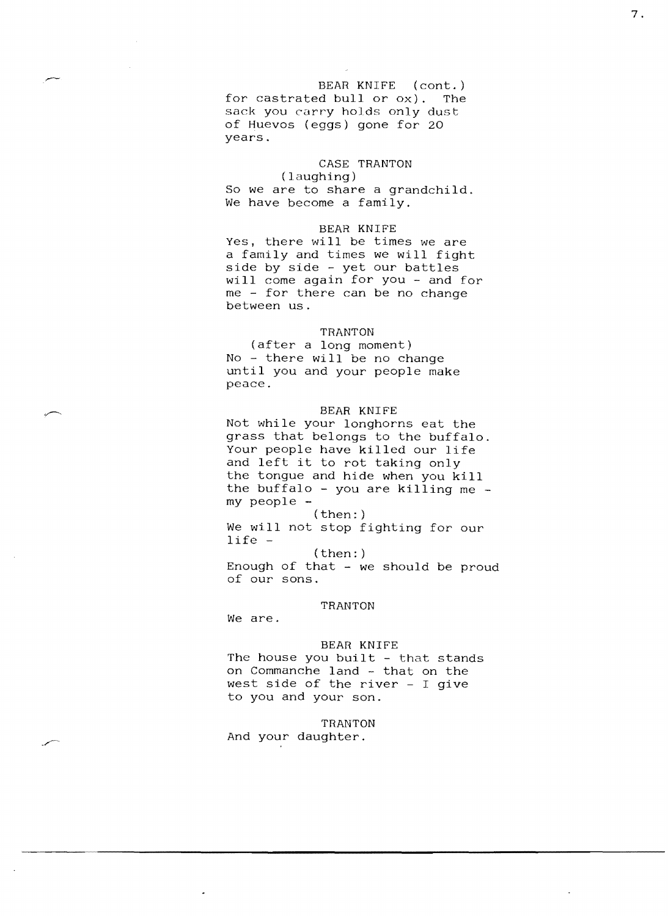BEAR KNIFE (cont.)

for castrated bull or ox). The sack you carry holds only dust of Huevos (eggs) gone for 20 years.

CASE TRANTON

(laughing)

So we are to share a grandchild. We have become a family.

BEAR KNIFE

Yes, there will be times we are a family and times we will fight side by side - yet our battles will come again for you - and for me - for there can be no change between us.

TRANTON

(after a long moment)

No - there will be no change until you and your people make peace.

BEAR KNIFE

Not while your longhorns eat the grass that belongs to the buffalo. Your people have killed our life and left it to rot taking only the tongue and hide when you kill the buffalo - you are killing me - my people -

(then:)

We will not stop fighting for our life -

(then:)

Enough of that - we should be proud of our sons.

TRANTON

We are.

BEAR KNIFE

The house you built - that stands on Commanche land - that on the west side of the river - I give to you and your son.

TRANTON

And your daughter.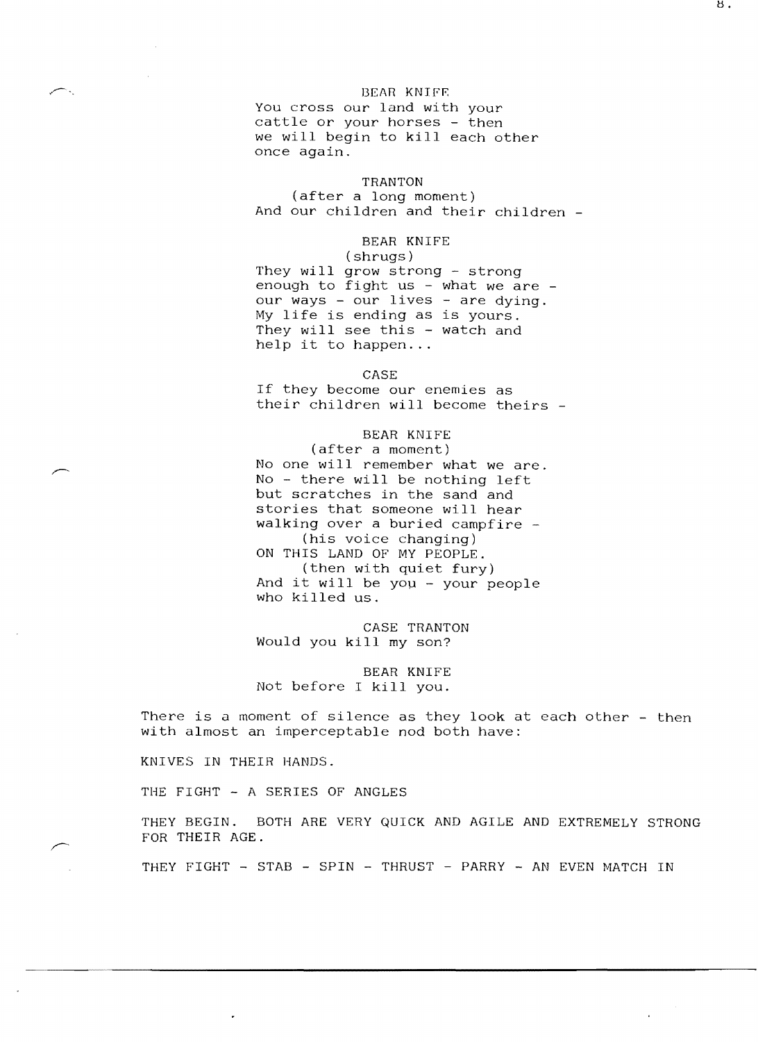BEAR KNIFE
You cross our land with your cattle or your horses - then we will begin to kill each other once again.

TRANTON
(after a long moment)
And our children and their children -

BEAR KNIFE
(shrugs)
They will grow strong - strong enough to fight us - what we are - our ways - our lives - are dying. My life is ending as is yours. They will see this - watch and help it to happen...

CASE
If they become our enemies as their children will become theirs -

BEAR KNIFE
(after a moment)
No one will remember what we are. No - there will be nothing left but scratches in the sand and stories that someone will hear walking over a buried campfire -
(his voice changing)
ON THIS LAND OF MY PEOPLE.
(then with quiet fury)
And it will be you - your people who killed us.

CASE TRANTON
Would you kill my son?

BEAR KNIFE
Not before I kill you.

There is a moment of silence as they look at each other - then with almost an imperceptable nod both have:

KNIVES IN THEIR HANDS.

THE FIGHT - A SERIES OF ANGLES

THEY BEGIN. BOTH ARE VERY QUICK AND AGILE AND EXTREMELY STRONG FOR THEIR AGE.

THEY FIGHT - STAB - SPIN - THRUST - PARRY - AN EVEN MATCH IN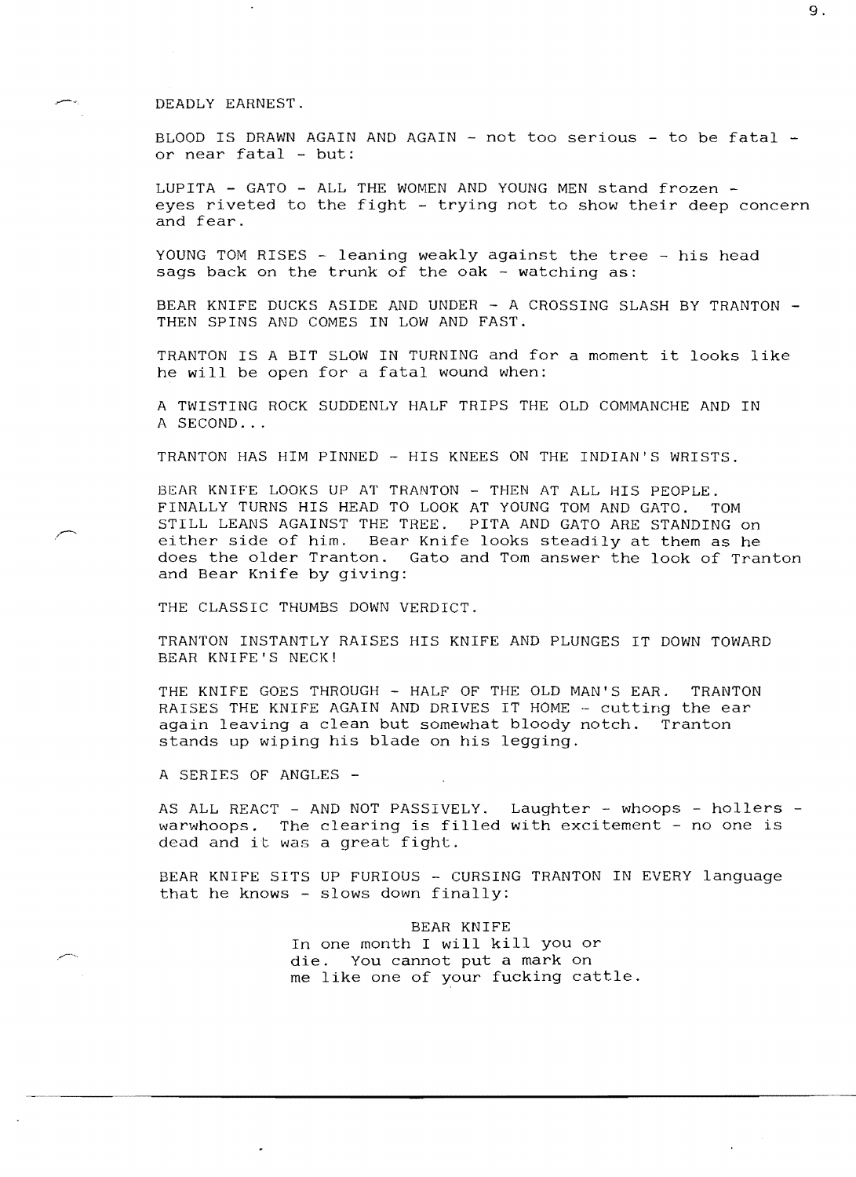DEADLY EARNEST.

BLOOD IS DRAWN AGAIN AND AGAIN - not too serious - to be fatal - or near fatal - but:

LUPITA - GATO - ALL THE WOMEN AND YOUNG MEN stand frozen - eyes riveted to the fight - trying not to show their deep concern and fear.

YOUNG TOM RISES - leaning weakly against the tree - his head sags back on the trunk of the oak - watching as:

BEAR KNIFE DUCKS ASIDE AND UNDER - A CROSSING SLASH BY TRANTON - THEN SPINS AND COMES IN LOW AND FAST.

TRANTON IS A BIT SLOW IN TURNING and for a moment it looks like he will be open for a fatal wound when:

A TWISTING ROCK SUDDENLY HALF TRIPS THE OLD COMMANCHE AND IN A SECOND...

TRANTON HAS HIM PINNED - HIS KNEES ON THE INDIAN'S WRISTS.

BEAR KNIFE LOOKS UP AT TRANTON - THEN AT ALL HIS PEOPLE. FINALLY TURNS HIS HEAD TO LOOK AT YOUNG TOM AND GATO. TOM STILL LEANS AGAINST THE TREE. PITA AND GATO ARE STANDING on either side of him. Bear Knife looks steadily at them as he does the older Tranton. Gato and Tom answer the look of Tranton and Bear Knife by giving:

THE CLASSIC THUMBS DOWN VERDICT.

TRANTON INSTANTLY RAISES HIS KNIFE AND PLUNGES IT DOWN TOWARD BEAR KNIFE'S NECK!

THE KNIFE GOES THROUGH - HALF OF THE OLD MAN'S EAR. TRANTON RAISES THE KNIFE AGAIN AND DRIVES IT HOME - cutting the ear again leaving a clean but somewhat bloody notch. Tranton stands up wiping his blade on his legging.

A SERIES OF ANGLES -

AS ALL REACT - AND NOT PASSIVELY. Laughter - whoops - hollers - warwhoops. The clearing is filled with excitement - no one is dead and it was a great fight.

BEAR KNIFE SITS UP FURIOUS - CURSING TRANTON IN EVERY language that he knows - slows down finally:

BEAR KNIFE

In one month I will kill you or die. You cannot put a mark on me like one of your fucking cattle.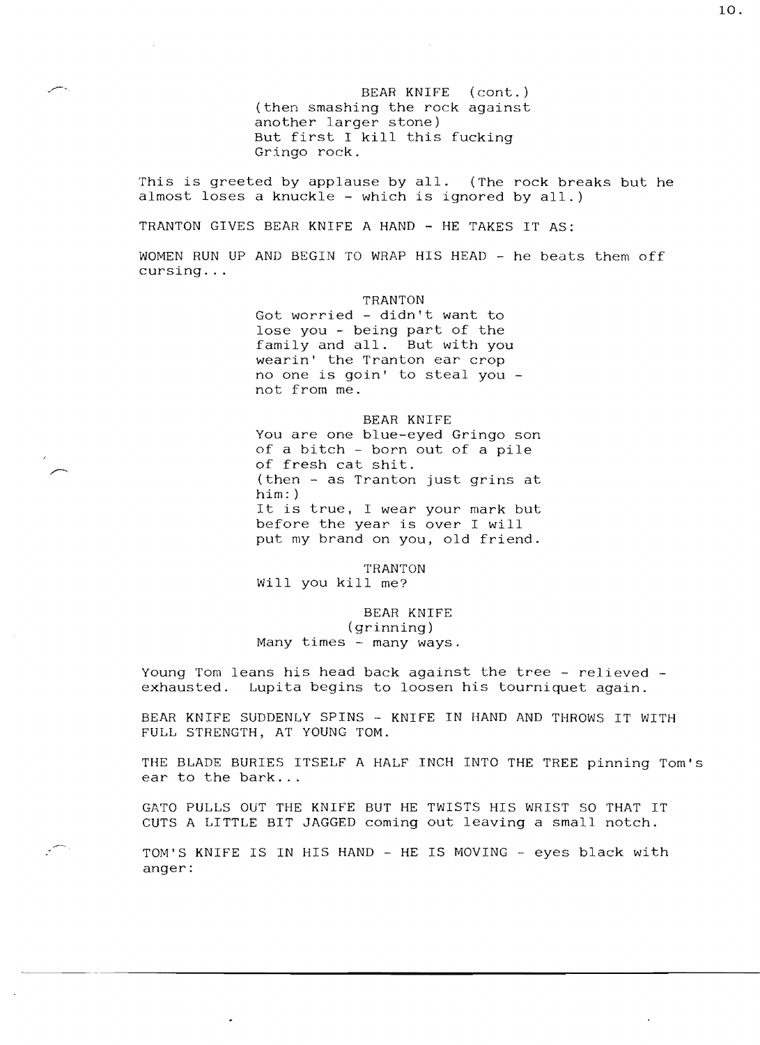BEAR KNIFE (cont.)
(then smashing the rock against another larger stone)
But first I kill this fucking Gringo rock.

This is greeted by applause by all. (The rock breaks but he almost loses a knuckle - which is ignored by all.)

TRANTON GIVES BEAR KNIFE A HAND - HE TAKES IT AS:

WOMEN RUN UP AND BEGIN TO WRAP HIS HEAD - he beats them off cursing...

TRANTON
Got worried - didn't want to lose you - being part of the family and all. But with you wearin' the Tranton ear crop no one is goin' to steal you - not from me.

BEAR KNIFE
You are one blue-eyed Gringo son of a bitch - born out of a pile of fresh cat shit.
(then - as Tranton just grins at him:)
It is true, I wear your mark but before the year is over I will put my brand on you, old friend.

TRANTON
Will you kill me?

BEAR KNIFE
(grinning)
Many times - many ways.

Young Tom leans his head back against the tree - relieved - exhausted. Lupita begins to loosen his tourniquet again.

BEAR KNIFE SUDDENLY SPINS - KNIFE IN HAND AND THROWS IT WITH FULL STRENGTH, AT YOUNG TOM.

THE BLADE BURIES ITSELF A HALF INCH INTO THE TREE pinning Tom's ear to the bark...

GATO PULLS OUT THE KNIFE BUT HE TWISTS HIS WRIST SO THAT IT CUTS A LITTLE BIT JAGGED coming out leaving a small notch.

TOM'S KNIFE IS IN HIS HAND - HE IS MOVING - eyes black with anger: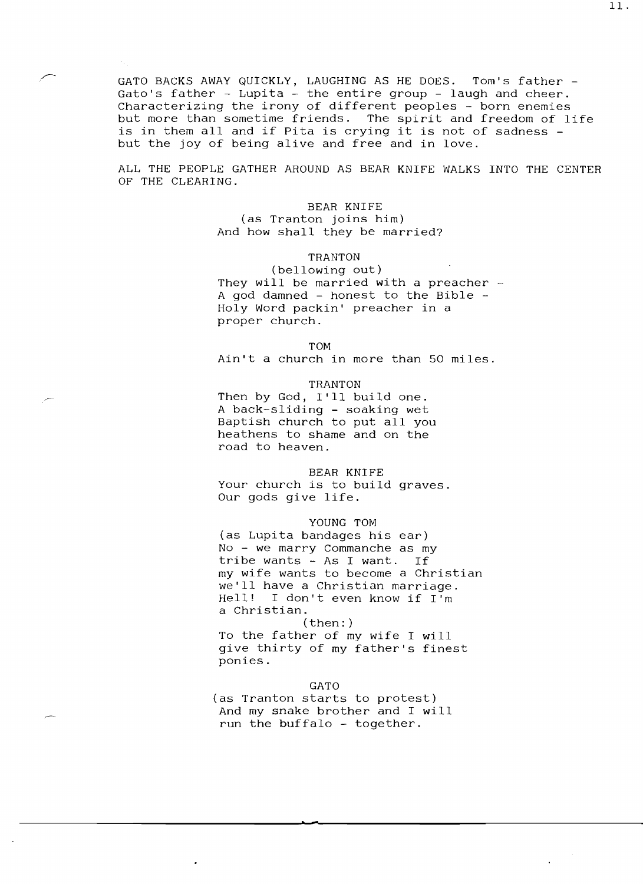GATO BACKS AWAY QUICKLY, LAUGHING AS HE DOES. Tom's father - Gato's father - Lupita - the entire group - laugh and cheer. Characterizing the irony of different peoples - born enemies but more than sometime friends. The spirit and freedom of life is in them all and if Pita is crying it is not of sadness - but the joy of being alive and free and in love.

ALL THE PEOPLE GATHER AROUND AS BEAR KNIFE WALKS INTO THE CENTER OF THE CLEARING.

BEAR KNIFE
(as Tranton joins him)
And how shall they be married?

TRANTON
(bellowing out)
They will be married with a preacher - A god damned - honest to the Bible - Holy Word packin' preacher in a proper church.

TOM
Ain't a church in more than 50 miles.

TRANTON
Then by God, I'll build one. A back-sliding - soaking wet Baptish church to put all you heathens to shame and on the road to heaven.

BEAR KNIFE
Your church is to build graves. Our gods give life.

YOUNG TOM
(as Lupita bandages his ear)
No - we marry Commanche as my tribe wants - As I want. If my wife wants to become a Christian we'll have a Christian marriage. Hell! I don't even know if I'm a Christian.
(then:)
To the father of my wife I will give thirty of my father's finest ponies.

GATO
(as Tranton starts to protest)
And my snake brother and I will run the buffalo - together.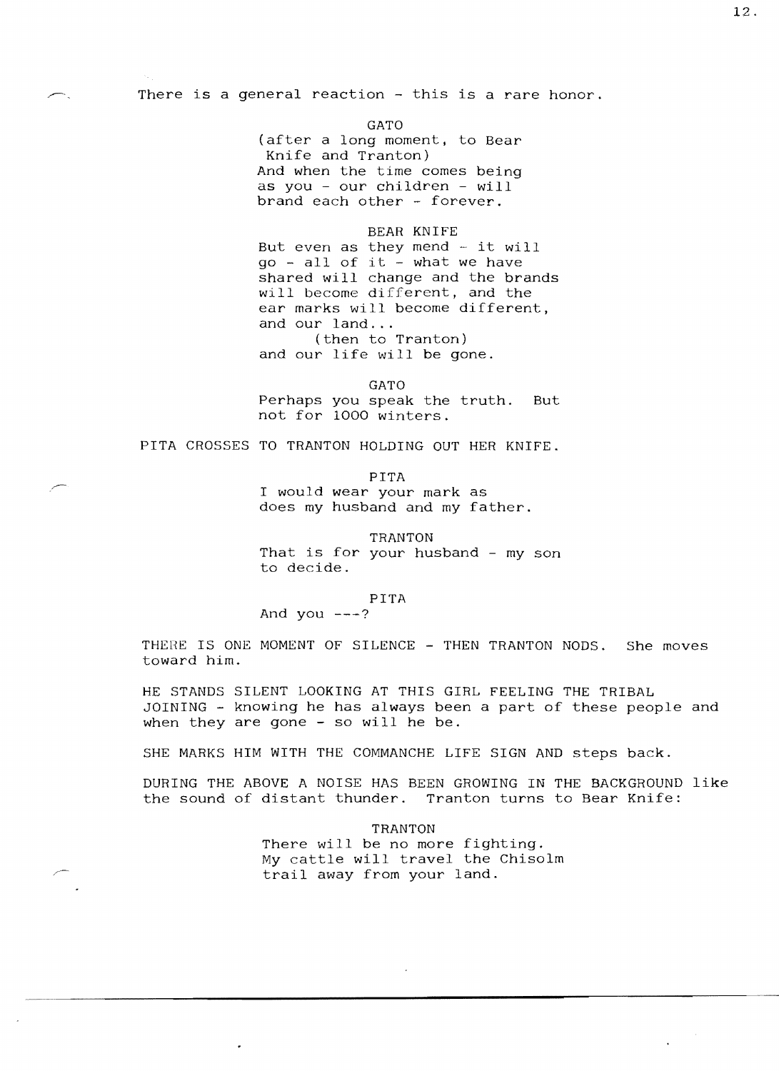There is a general reaction - this is a rare honor.

GATO
(after a long moment, to Bear Knife and Tranton)
And when the time comes being as you - our children - will brand each other - forever.

BEAR KNIFE
But even as they mend - it will go - all of it - what we have shared will change and the brands will become different, and the ear marks will become different, and our land...
(then to Tranton)
and our life will be gone.

GATO
Perhaps you speak the truth. But not for 1000 winters.

PITA CROSSES TO TRANTON HOLDING OUT HER KNIFE.

PITA
I would wear your mark as does my husband and my father.

TRANTON
That is for your husband - my son to decide.

PITA
And you ---?

THERE IS ONE MOMENT OF SILENCE - THEN TRANTON NODS. She moves toward him.

HE STANDS SILENT LOOKING AT THIS GIRL FEELING THE TRIBAL JOINING - knowing he has always been a part of these people and when they are gone - so will he be.

SHE MARKS HIM WITH THE COMMANCHE LIFE SIGN AND steps back.

DURING THE ABOVE A NOISE HAS BEEN GROWING IN THE BACKGROUND like the sound of distant thunder. Tranton turns to Bear Knife:

TRANTON
There will be no more fighting. My cattle will travel the Chisolm trail away from your land.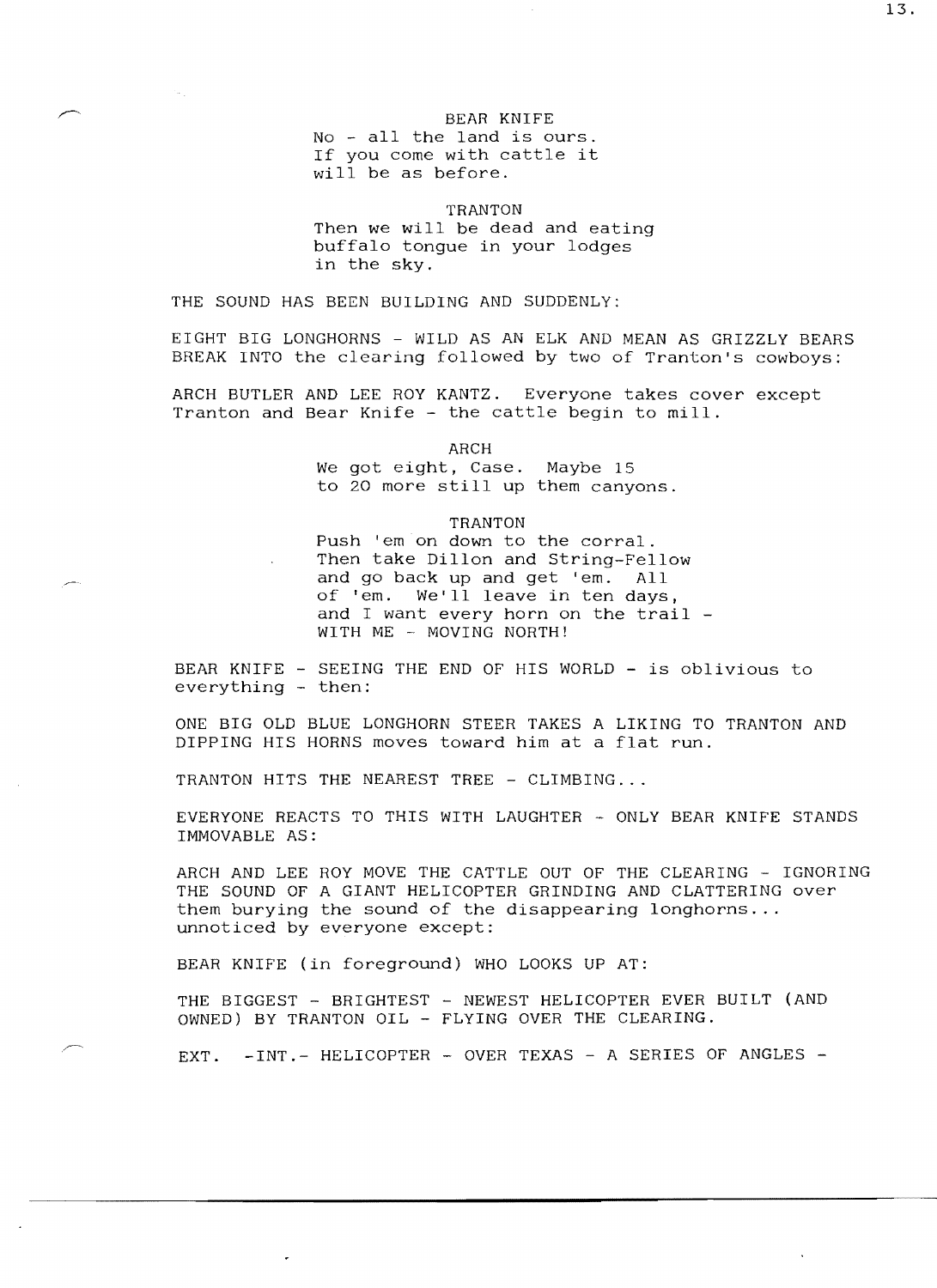BEAR KNIFE
No - all the land is ours.
If you come with cattle it
will be as before.

TRANTON
Then we will be dead and eating
buffalo tongue in your lodges
in the sky.

THE SOUND HAS BEEN BUILDING AND SUDDENLY:

EIGHT BIG LONGHORNS - WILD AS AN ELK AND MEAN AS GRIZZLY BEARS BREAK INTO the clearing followed by two of Tranton's cowboys:

ARCH BUTLER AND LEE ROY KANTZ. Everyone takes cover except Tranton and Bear Knife - the cattle begin to mill.

ARCH
We got eight, Case. Maybe 15
to 20 more still up them canyons.

TRANTON
Push 'em on down to the corral.
Then take Dillon and String-Fellow
and go back up and get 'em. All
of 'em. We'll leave in ten days,
and I want every horn on the trail -
WITH ME - MOVING NORTH!

BEAR KNIFE - SEEING THE END OF HIS WORLD - is oblivious to everything - then:

ONE BIG OLD BLUE LONGHORN STEER TAKES A LIKING TO TRANTON AND DIPPING HIS HORNS moves toward him at a flat run.

TRANTON HITS THE NEAREST TREE - CLIMBING...

EVERYONE REACTS TO THIS WITH LAUGHTER - ONLY BEAR KNIFE STANDS IMMOVABLE AS:

ARCH AND LEE ROY MOVE THE CATTLE OUT OF THE CLEARING - IGNORING THE SOUND OF A GIANT HELICOPTER GRINDING AND CLATTERING over them burying the sound of the disappearing longhorns... unnoticed by everyone except:

BEAR KNIFE (in foreground) WHO LOOKS UP AT:

THE BIGGEST - BRIGHTEST - NEWEST HELICOPTER EVER BUILT (AND OWNED) BY TRANTON OIL - FLYING OVER THE CLEARING.

EXT. -INT.- HELICOPTER - OVER TEXAS - A SERIES OF ANGLES -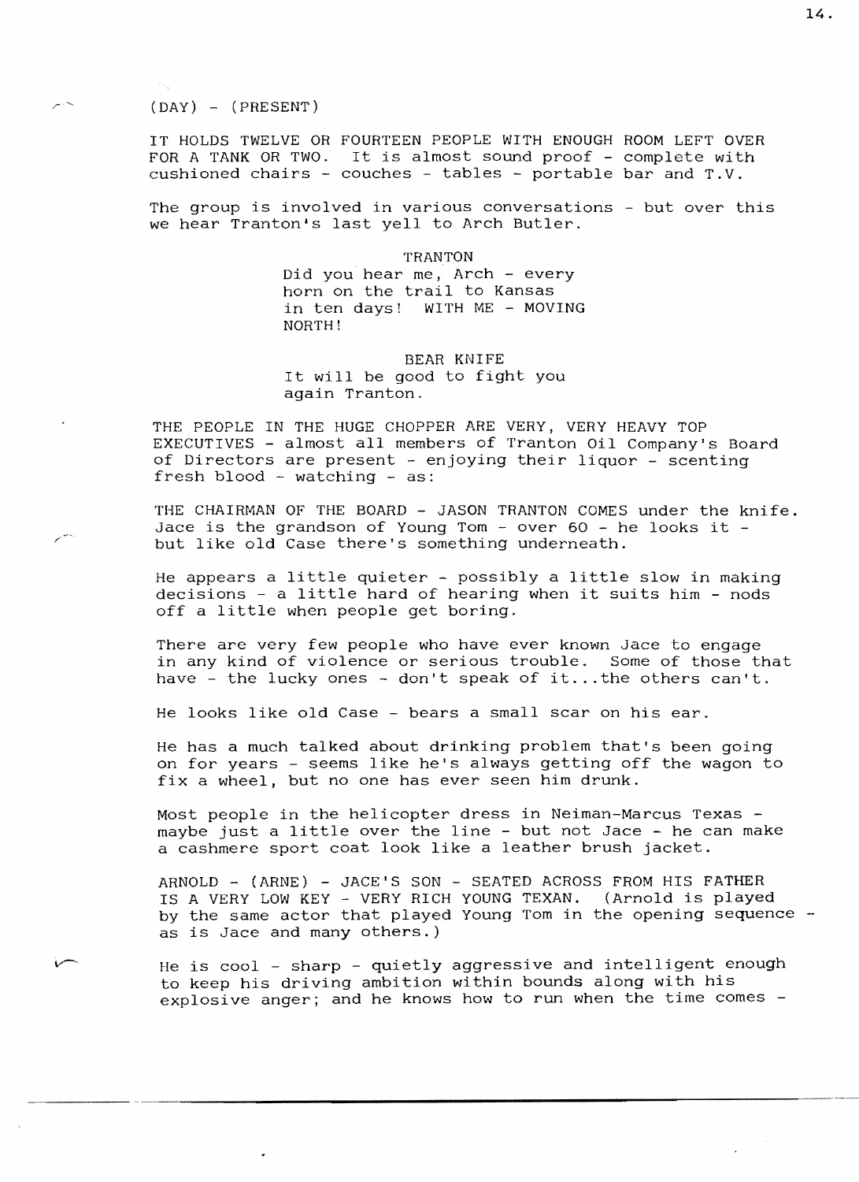(DAY) - (PRESENT)

IT HOLDS TWELVE OR FOURTEEN PEOPLE WITH ENOUGH ROOM LEFT OVER FOR A TANK OR TWO. It is almost sound proof - complete with cushioned chairs - couches - tables - portable bar and T.V.

The group is involved in various conversations - but over this we hear Tranton's last yell to Arch Butler.

TRANTON

Did you hear me, Arch - every horn on the trail to Kansas in ten days! WITH ME - MOVING NORTH!

BEAR KNIFE

It will be good to fight you again Tranton.

THE PEOPLE IN THE HUGE CHOPPER ARE VERY, VERY HEAVY TOP EXECUTIVES - almost all members of Tranton Oil Company's Board of Directors are present - enjoying their liquor - scenting fresh blood - watching - as:

THE CHAIRMAN OF THE BOARD - JASON TRANTON COMES under the knife. Jace is the grandson of Young Tom - over 60 - he looks it - but like old Case there's something underneath.

He appears a little quieter - possibly a little slow in making decisions - a little hard of hearing when it suits him - nods off a little when people get boring.

There are very few people who have ever known Jace to engage in any kind of violence or serious trouble. Some of those that have - the lucky ones - don't speak of it...the others can't.

He looks like old Case - bears a small scar on his ear.

He has a much talked about drinking problem that's been going on for years - seems like he's always getting off the wagon to fix a wheel, but no one has ever seen him drunk.

Most people in the helicopter dress in Neiman-Marcus Texas - maybe just a little over the line - but not Jace - he can make a cashmere sport coat look like a leather brush jacket.

ARNOLD - (ARNE) - JACE'S SON - SEATED ACROSS FROM HIS FATHER IS A VERY LOW KEY - VERY RICH YOUNG TEXAN. (Arnold is played by the same actor that played Young Tom in the opening sequence - as is Jace and many others.)

He is cool - sharp - quietly aggressive and intelligent enough to keep his driving ambition within bounds along with his explosive anger; and he knows how to run when the time comes -